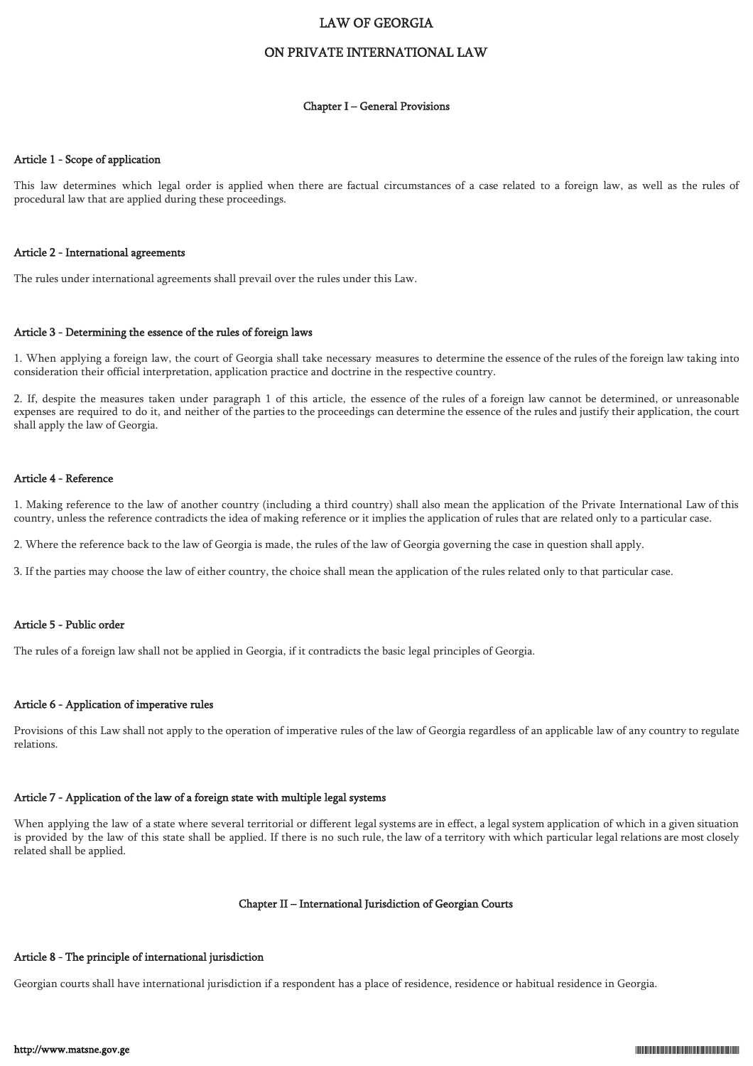# LAW OF GEORGIA

# ON PRIVATE INTERNATIONAL LAW

## Chapter I – General Provisions

### Article 1 - Scope of application

This law determines which legal order is applied when there are factual circumstances of a case related to a foreign law, as well as the rules of procedural law that are applied during these proceedings.

### Article 2 - International agreements

The rules under international agreements shall prevail over the rules under this Law.

### Article 3 - Determining the essence of the rules of foreign laws

1. When applying a foreign law, the court of Georgia shall take necessary measures to determine the essence of the rules of the foreign law taking into consideration their official interpretation, application practice and doctrine in the respective country.

2. If, despite the measures taken under paragraph 1 of this article, the essence of the rules of a foreign law cannot be determined, or unreasonable expenses are required to do it, and neither of the parties to the proceedings can determine the essence of the rules and justify their application, the court shall apply the law of Georgia.

### Article 4 - Reference

1. Making reference to the law of another country (including a third country) shall also mean the application of the Private International Law of this country, unless the reference contradicts the idea of making reference or it implies the application of rules that are related only to a particular case.

2. Where the reference back to the law of Georgia is made, the rules of the law of Georgia governing the case in question shall apply.

3. If the parties may choose the law of either country, the choice shall mean the application of the rules related only to that particular case.

### Article 5 - Public order

The rules of a foreign law shall not be applied in Georgia, if it contradicts the basic legal principles of Georgia.

### Article 6 - Application of imperative rules

Provisions of this Law shall not apply to the operation of imperative rules of the law of Georgia regardless of an applicable law of any country to regulate relations.

### Article 7 - Application of the law of a foreign state with multiple legal systems

When applying the law of a state where several territorial or different legal systems are in effect, a legal system application of which in a given situation is provided by the law of this state shall be applied. If there is no such rule, the law of a territory with which particular legal relations are most closely related shall be applied.

## Chapter II – International Jurisdiction of Georgian Courts

### Article 8 - The principle of international jurisdiction

Georgian courts shall have international jurisdiction if a respondent has a place of residence, residence or habitual residence in Georgia.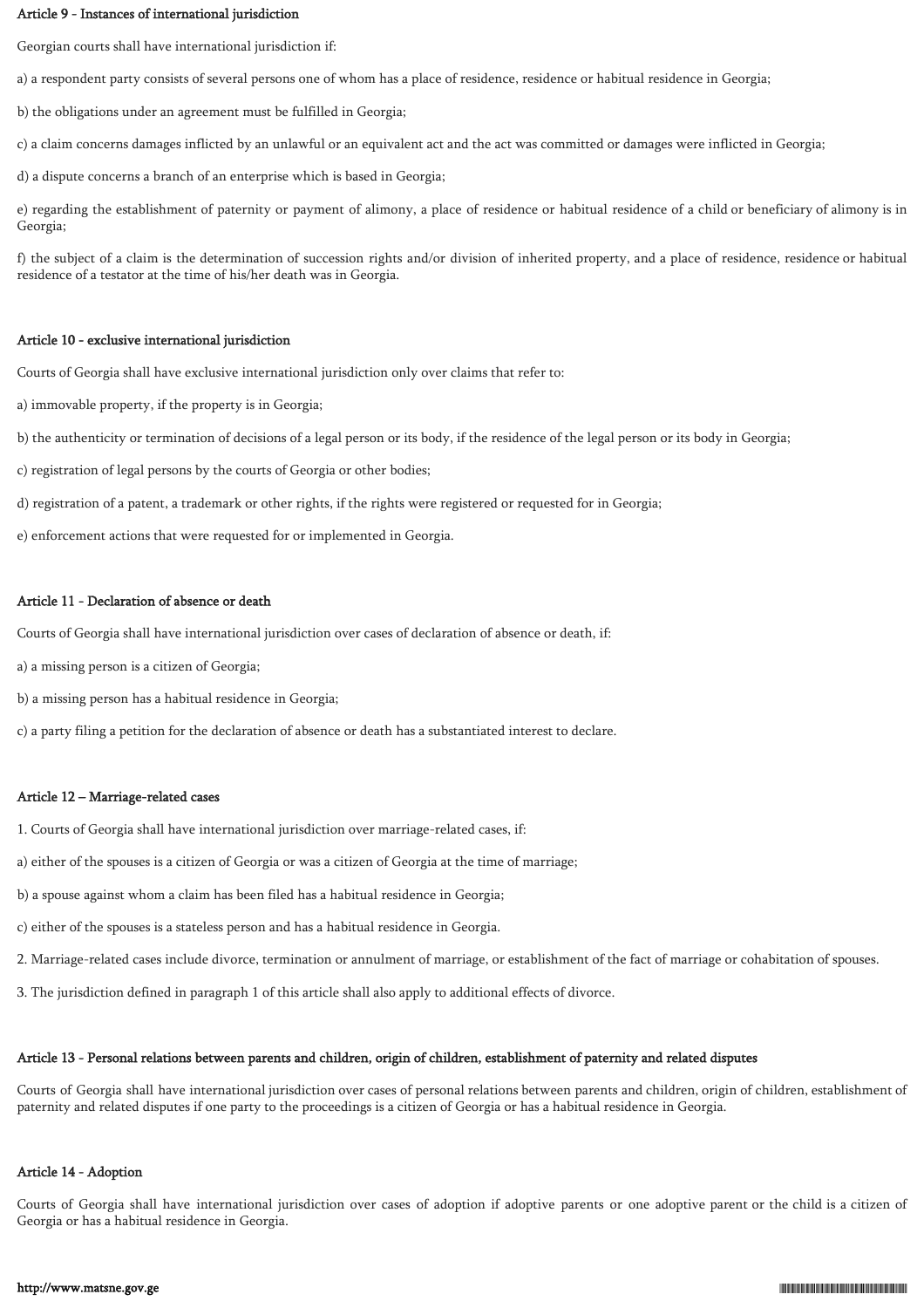### Article 9 - Instances of international jurisdiction

Georgian courts shall have international jurisdiction if:

a) a respondent party consists of several persons one of whom has a place of residence, residence or habitual residence in Georgia;

b) the obligations under an agreement must be fulfilled in Georgia;

c) a claim concerns damages inflicted by an unlawful or an equivalent act and the act was committed or damages were inflicted in Georgia;

d) a dispute concerns a branch of an enterprise which is based in Georgia;

e) regarding the establishment of paternity or payment of alimony, a place of residence or habitual residence of a child or beneficiary of alimony is in Georgia;

f) the subject of a claim is the determination of succession rights and/or division of inherited property, and a place of residence, residence or habitual residence of a testator at the time of his/her death was in Georgia.

### Article 10 - exclusive international jurisdiction

Courts of Georgia shall have exclusive international jurisdiction only over claims that refer to:

a) immovable property, if the property is in Georgia;

b) the authenticity or termination of decisions of a legal person or its body, if the residence of the legal person or its body in Georgia;

c) registration of legal persons by the courts of Georgia or other bodies;

d) registration of a patent, a trademark or other rights, if the rights were registered or requested for in Georgia;

e) enforcement actions that were requested for or implemented in Georgia.

### Article 11 - Declaration of absence or death

Courts of Georgia shall have international jurisdiction over cases of declaration of absence or death, if:

a) a missing person is a citizen of Georgia;

b) a missing person has a habitual residence in Georgia;

c) a party filing a petition for the declaration of absence or death has a substantiated interest to declare.

### Article 12 – Marriage-related cases

1. Courts of Georgia shall have international jurisdiction over marriage-related cases, if:

a) either of the spouses is a citizen of Georgia or was a citizen of Georgia at the time of marriage;

b) a spouse against whom a claim has been filed has a habitual residence in Georgia;

c) either of the spouses is a stateless person and has a habitual residence in Georgia.

2. Marriage-related cases include divorce, termination or annulment of marriage, or establishment of the fact of marriage or cohabitation of spouses.

3. The jurisdiction defined in paragraph 1 of this article shall also apply to additional effects of divorce.

### Article 13 - Personal relations between parents and children, origin of children, establishment of paternity and related disputes

Courts of Georgia shall have international jurisdiction over cases of personal relations between parents and children, origin of children, establishment of paternity and related disputes if one party to the proceedings is a citizen of Georgia or has a habitual residence in Georgia.

### Article 14 - Adoption

Courts of Georgia shall have international jurisdiction over cases of adoption if adoptive parents or one adoptive parent or the child is a citizen of Georgia or has a habitual residence in Georgia.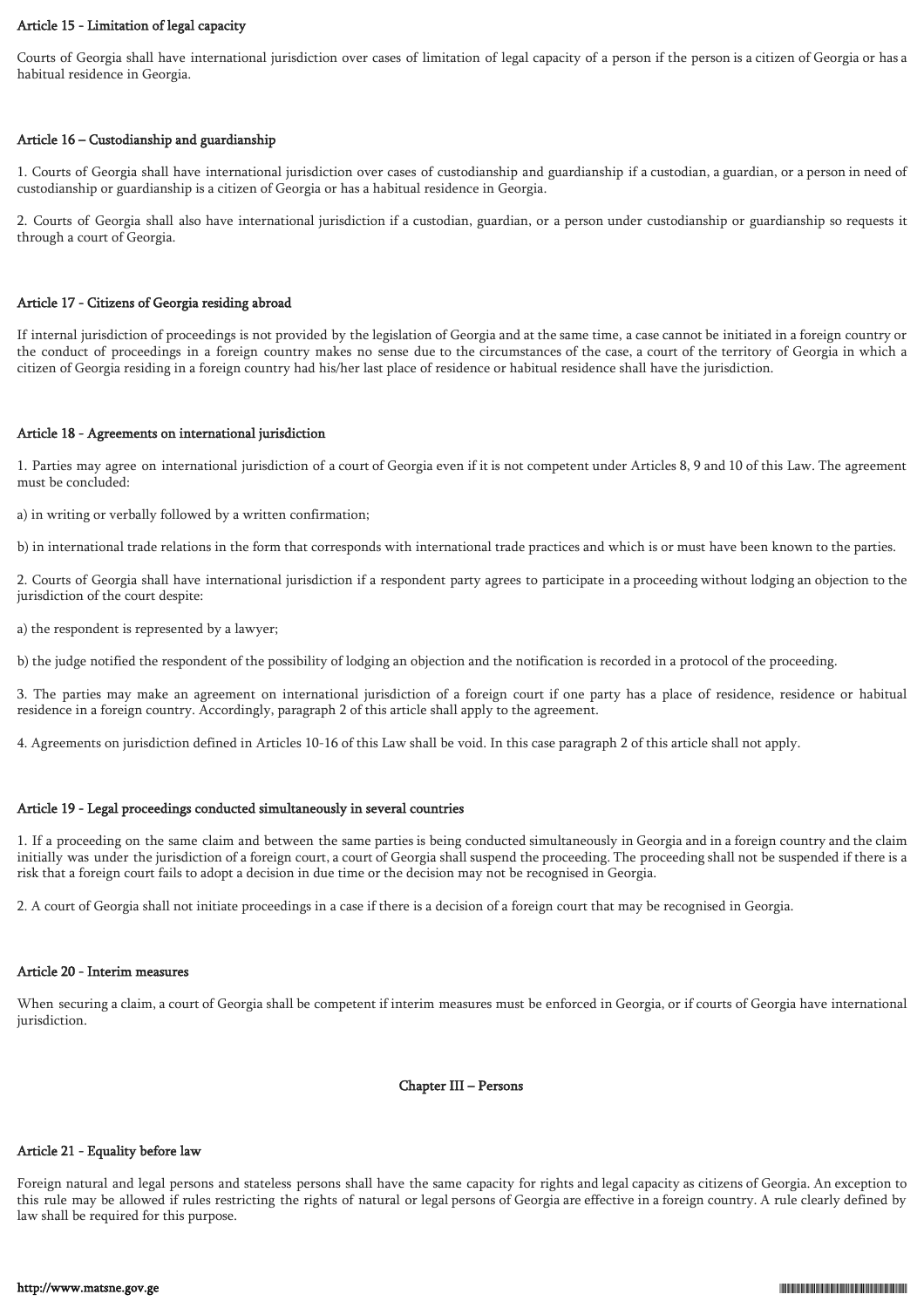### Article 15 - Limitation of legal capacity

Courts of Georgia shall have international jurisdiction over cases of limitation of legal capacity of a person if the person is a citizen of Georgia or has a habitual residence in Georgia.

### Article 16 – Custodianship and guardianship

1. Courts of Georgia shall have international jurisdiction over cases of custodianship and guardianship if a custodian, a guardian, or a person in need of custodianship or guardianship is a citizen of Georgia or has a habitual residence in Georgia.

2. Courts of Georgia shall also have international jurisdiction if a custodian, guardian, or a person under custodianship or guardianship so requests it through a court of Georgia.

### Article 17 - Citizens of Georgia residing abroad

If internal jurisdiction of proceedings is not provided by the legislation of Georgia and at the same time, a case cannot be initiated in a foreign country or the conduct of proceedings in a foreign country makes no sense due to the circumstances of the case, a court of the territory of Georgia in which a citizen of Georgia residing in a foreign country had his/her last place of residence or habitual residence shall have the jurisdiction.

### Article 18 - Agreements on international jurisdiction

1. Parties may agree on international jurisdiction of a court of Georgia even if it is not competent under Articles 8, 9 and 10 of this Law. The agreement must be concluded:

a) in writing or verbally followed by a written confirmation;

b) in international trade relations in the form that corresponds with international trade practices and which is or must have been known to the parties.

2. Courts of Georgia shall have international jurisdiction if a respondent party agrees to participate in a proceeding without lodging an objection to the jurisdiction of the court despite:

a) the respondent is represented by a lawyer;

b) the judge notified the respondent of the possibility of lodging an objection and the notification is recorded in a protocol of the proceeding.

3. The parties may make an agreement on international jurisdiction of a foreign court if one party has a place of residence, residence or habitual residence in a foreign country. Accordingly, paragraph 2 of this article shall apply to the agreement.

4. Agreements on jurisdiction defined in Articles 10-16 of this Law shall be void. In this case paragraph 2 of this article shall not apply.

### Article 19 - Legal proceedings conducted simultaneously in several countries

1. If a proceeding on the same claim and between the same parties is being conducted simultaneously in Georgia and in a foreign country and the claim initially was under the jurisdiction of a foreign court, a court of Georgia shall suspend the proceeding. The proceeding shall not be suspended if there is a risk that a foreign court fails to adopt a decision in due time or the decision may not be recognised in Georgia.

2. A court of Georgia shall not initiate proceedings in a case if there is a decision of a foreign court that may be recognised in Georgia.

### Article 20 - Interim measures

When securing a claim, a court of Georgia shall be competent if interim measures must be enforced in Georgia, or if courts of Georgia have international jurisdiction.

## Chapter III – Persons

### Article 21 - Equality before law

Foreign natural and legal persons and stateless persons shall have the same capacity for rights and legal capacity as citizens of Georgia. An exception to this rule may be allowed if rules restricting the rights of natural or legal persons of Georgia are effective in a foreign country. A rule clearly defined by law shall be required for this purpose.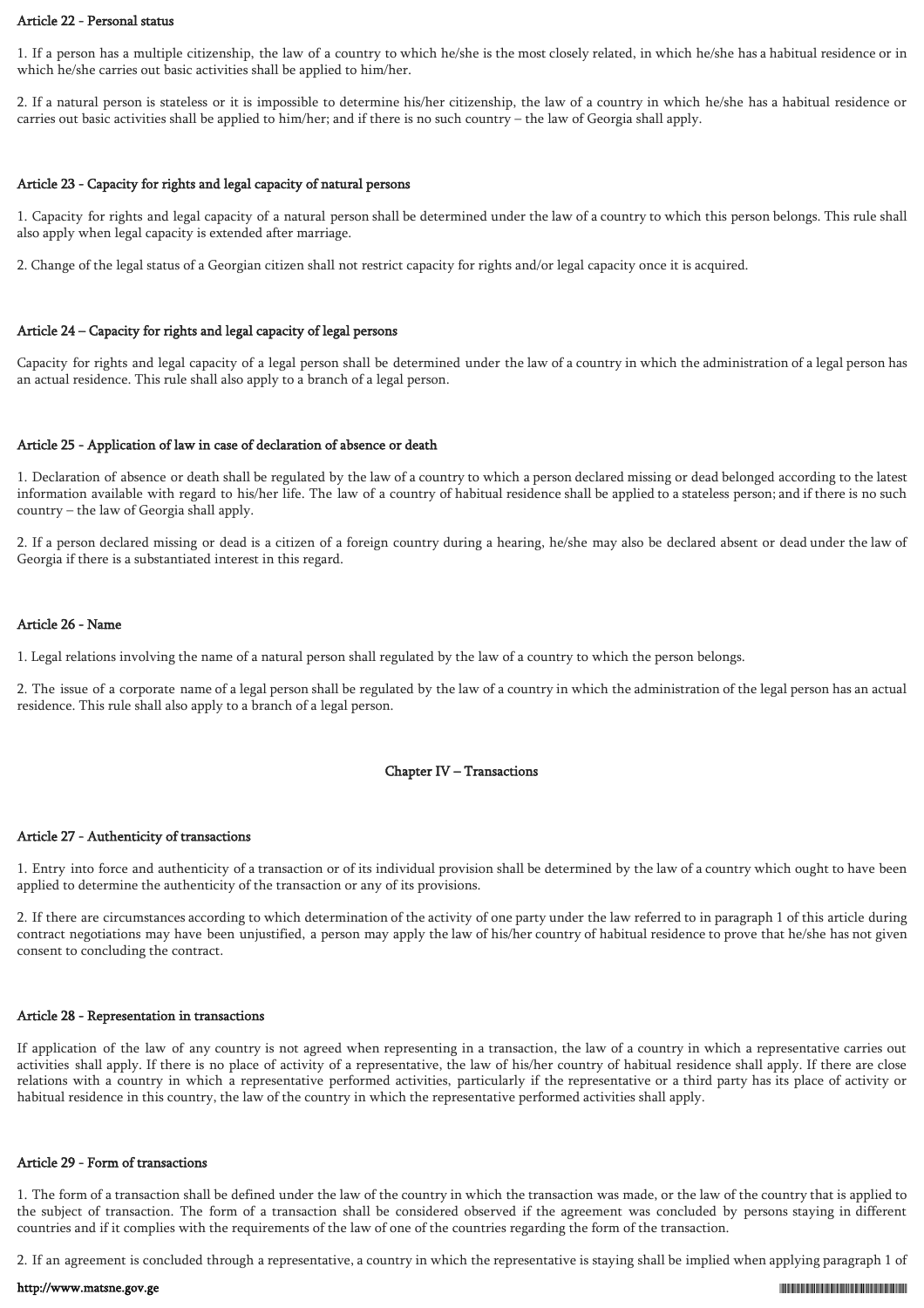### Article 22 - Personal status

1. If a person has a multiple citizenship, the law of a country to which he/she is the most closely related, in which he/she has a habitual residence or in which he/she carries out basic activities shall be applied to him/her.

2. If a natural person is stateless or it is impossible to determine his/her citizenship, the law of a country in which he/she has a habitual residence or carries out basic activities shall be applied to him/her; and if there is no such country – the law of Georgia shall apply.

### Article 23 - Capacity for rights and legal capacity of natural persons

1. Capacity for rights and legal capacity of a natural person shall be determined under the law of a country to which this person belongs. This rule shall also apply when legal capacity is extended after marriage.

2. Change of the legal status of a Georgian citizen shall not restrict capacity for rights and/or legal capacity once it is acquired.

### Article 24 – Capacity for rights and legal capacity of legal persons

Capacity for rights and legal capacity of a legal person shall be determined under the law of a country in which the administration of a legal person has an actual residence. This rule shall also apply to a branch of a legal person.

### Article 25 - Application of law in case of declaration of absence or death

1. Declaration of absence or death shall be regulated by the law of a country to which a person declared missing or dead belonged according to the latest information available with regard to his/her life. The law of a country of habitual residence shall be applied to a stateless person; and if there is no such country – the law of Georgia shall apply.

2. If a person declared missing or dead is a citizen of a foreign country during a hearing, he/she may also be declared absent or dead under the law of Georgia if there is a substantiated interest in this regard.

### Article 26 - Name

1. Legal relations involving the name of a natural person shall regulated by the law of a country to which the person belongs.

2. The issue of a corporate name of a legal person shall be regulated by the law of a country in which the administration of the legal person has an actual residence. This rule shall also apply to a branch of a legal person.

## Chapter IV – Transactions

### Article 27 - Authenticity of transactions

1. Entry into force and authenticity of a transaction or of its individual provision shall be determined by the law of a country which ought to have been applied to determine the authenticity of the transaction or any of its provisions.

2. If there are circumstances according to which determination of the activity of one party under the law referred to in paragraph 1 of this article during contract negotiations may have been unjustified, a person may apply the law of his/her country of habitual residence to prove that he/she has not given consent to concluding the contract.

### Article 28 - Representation in transactions

If application of the law of any country is not agreed when representing in a transaction, the law of a country in which a representative carries out activities shall apply. If there is no place of activity of a representative, the law of his/her country of habitual residence shall apply. If there are close relations with a country in which a representative performed activities, particularly if the representative or a third party has its place of activity or habitual residence in this country, the law of the country in which the representative performed activities shall apply.

### Article 29 - Form of transactions

1. The form of a transaction shall be defined under the law of the country in which the transaction was made, or the law of the country that is applied to the subject of transaction. The form of a transaction shall be considered observed if the agreement was concluded by persons staying in different countries and if it complies with the requirements of the law of one of the countries regarding the form of the transaction.

2. If an agreement is concluded through a representative, a country in which the representative is staying shall be implied when applying paragraph 1 of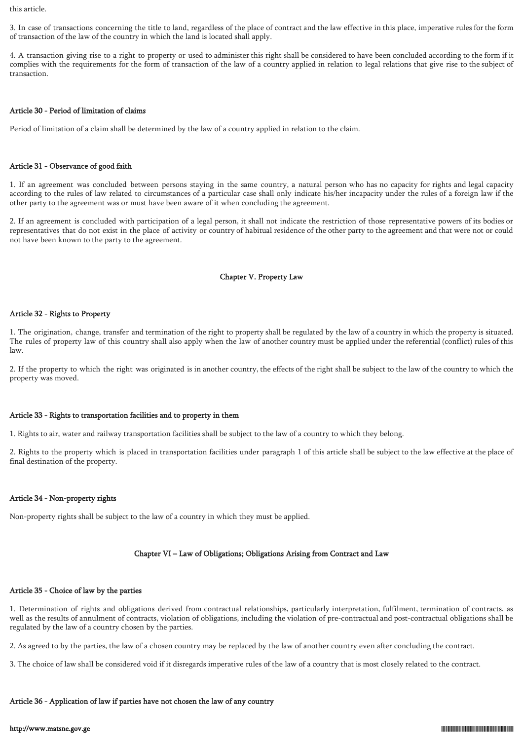this article.

3. In case of transactions concerning the title to land, regardless of the place of contract and the law effective in this place, imperative rules for the form of transaction of the law of the country in which the land is located shall apply.

4. A transaction giving rise to a right to property or used to administer this right shall be considered to have been concluded according to the form if it complies with the requirements for the form of transaction of the law of a country applied in relation to legal relations that give rise to the subject of transaction.

### Article 30 - Period of limitation of claims

Period of limitation of a claim shall be determined by the law of a country applied in relation to the claim.

### Article 31 - Observance of good faith

1. If an agreement was concluded between persons staying in the same country, a natural person who has no capacity for rights and legal capacity according to the rules of law related to circumstances of a particular case shall only indicate his/her incapacity under the rules of a foreign law if the other party to the agreement was or must have been aware of it when concluding the agreement.

2. If an agreement is concluded with participation of a legal person, it shall not indicate the restriction of those representative powers of its bodies or representatives that do not exist in the place of activity or country of habitual residence of the other party to the agreement and that were not or could not have been known to the party to the agreement.

## Chapter V. Property Law

### Article 32 - Rights to Property

1. The origination, change, transfer and termination of the right to property shall be regulated by the law of a country in which the property is situated. The rules of property law of this country shall also apply when the law of another country must be applied under the referential (conflict) rules of this law.

2. If the property to which the right was originated is in another country, the effects of the right shall be subject to the law of the country to which the property was moved.

### Article 33 - Rights to transportation facilities and to property in them

1. Rights to air, water and railway transportation facilities shall be subject to the law of a country to which they belong.

2. Rights to the property which is placed in transportation facilities under paragraph 1 of this article shall be subject to the law effective at the place of final destination of the property.

### Article 34 - Non-property rights

Non-property rights shall be subject to the law of a country in which they must be applied.

## Chapter VI – Law of Obligations; Obligations Arising from Contract and Law

### Article 35 - Choice of law by the parties

1. Determination of rights and obligations derived from contractual relationships, particularly interpretation, fulfilment, termination of contracts, as well as the results of annulment of contracts, violation of obligations, including the violation of pre-contractual and post-contractual obligations shall be regulated by the law of a country chosen by the parties.

2. As agreed to by the parties, the law of a chosen country may be replaced by the law of another country even after concluding the contract.

3. The choice of law shall be considered void if it disregards imperative rules of the law of a country that is most closely related to the contract.

### Article 36 - Application of law if parties have not chosen the law of any country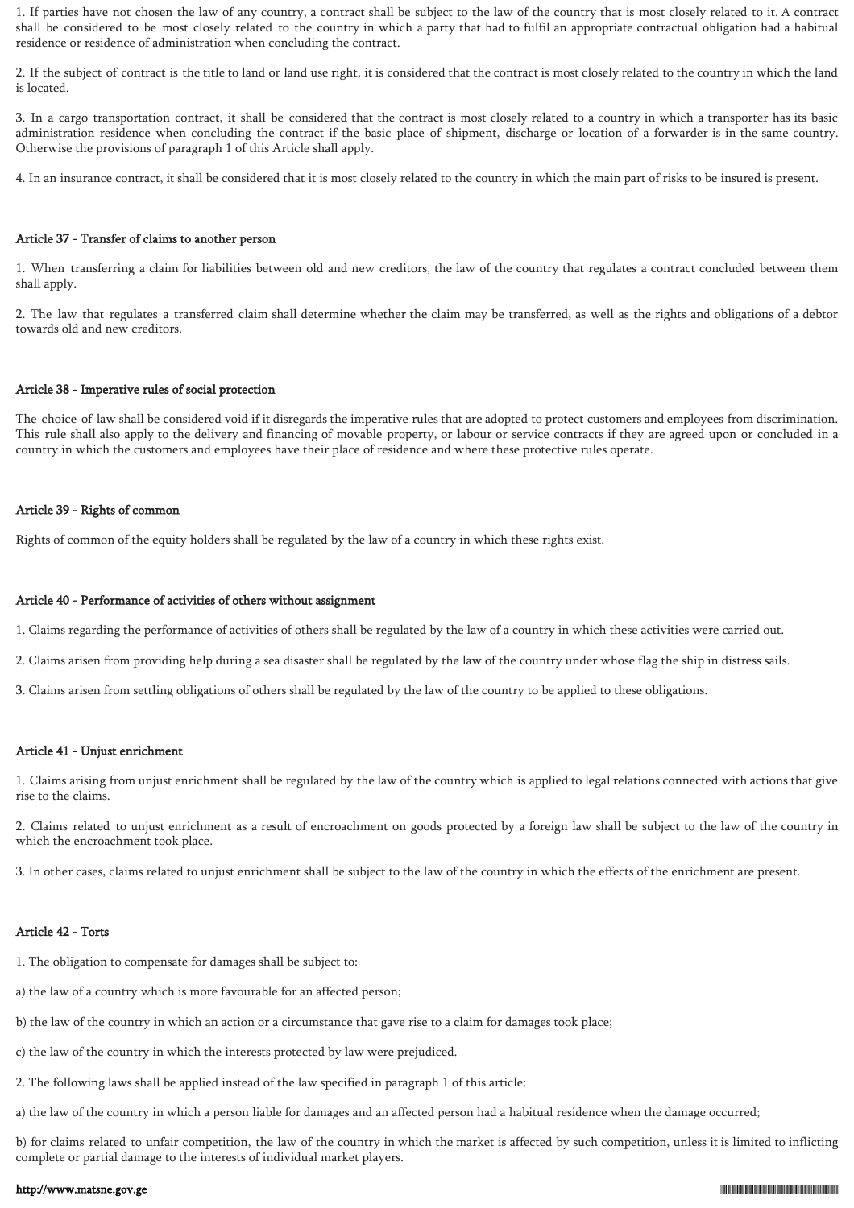1. If parties have not chosen the law of any country, a contract shall be subject to the law of the country that is most closely related to it. A contract shall be considered to be most closely related to the country in which a party that had to fulfil an appropriate contractual obligation had a habitual residence or residence of administration when concluding the contract.

2. If the subject of contract is the title to land or land use right, it is considered that the contract is most closely related to the country in which the land is located.

3. In a cargo transportation contract, it shall be considered that the contract is most closely related to a country in which a transporter has its basic administration residence when concluding the contract if the basic place of shipment, discharge or location of a forwarder is in the same country. Otherwise the provisions of paragraph 1 of this Article shall apply.

4. In an insurance contract, it shall be considered that it is most closely related to the country in which the main part of risks to be insured is present.

#### Article 37 - Transfer of claims to another person

1. When transferring a claim for liabilities between old and new creditors, the law of the country that regulates a contract concluded between them shall apply.

2. The law that regulates a transferred claim shall determine whether the claim may be transferred, as well as the rights and obligations of a debtor towards old and new creditors.

#### Article 38 - Imperative rules of social protection

The choice of law shall be considered void if it disregards the imperative rules that are adopted to protect customers and employees from discrimination. This rule shall also apply to the delivery and financing of movable property, or labour or service contracts if they are agreed upon or concluded in a country in which the customers and employees have their place of residence and where these protective rules operate.

#### Article 39 - Rights of common

Rights of common of the equity holders shall be regulated by the law of a country in which these rights exist.

#### Article 40 - Performance of activities of others without assignment

1. Claims regarding the performance of activities of others shall be regulated by the law of a country in which these activities were carried out.

2. Claims arisen from providing help during a sea disaster shall be regulated by the law of the country under whose flag the ship in distress sails.

3. Claims arisen from settling obligations of others shall be regulated by the law of the country to be applied to these obligations.

#### Article 41 - Unjust enrichment

1. Claims arising from unjust enrichment shall be regulated by the law of the country which is applied to legal relations connected with actions that give rise to the claims.

2. Claims related to unjust enrichment as a result of encroachment on goods protected by a foreign law shall be subject to the law of the country in which the encroachment took place.

3. In other cases, claims related to unjust enrichment shall be subject to the law of the country in which the effects of the enrichment are present.

#### Article 42 - Torts

1. The obligation to compensate for damages shall be subject to:

a) the law of a country which is more favourable for an affected person;

b) the law of the country in which an action or a circumstance that gave rise to a claim for damages took place;

c) the law of the country in which the interests protected by law were prejudiced.

2. The following laws shall be applied instead of the law specified in paragraph 1 of this article:

a) the law of the country in which a person liable for damages and an affected person had a habitual residence when the damage occurred;

b) for claims related to unfair competition, the law of the country in which the market is affected by such competition, unless it is limited to inflicting complete or partial damage to the interests of individual market players.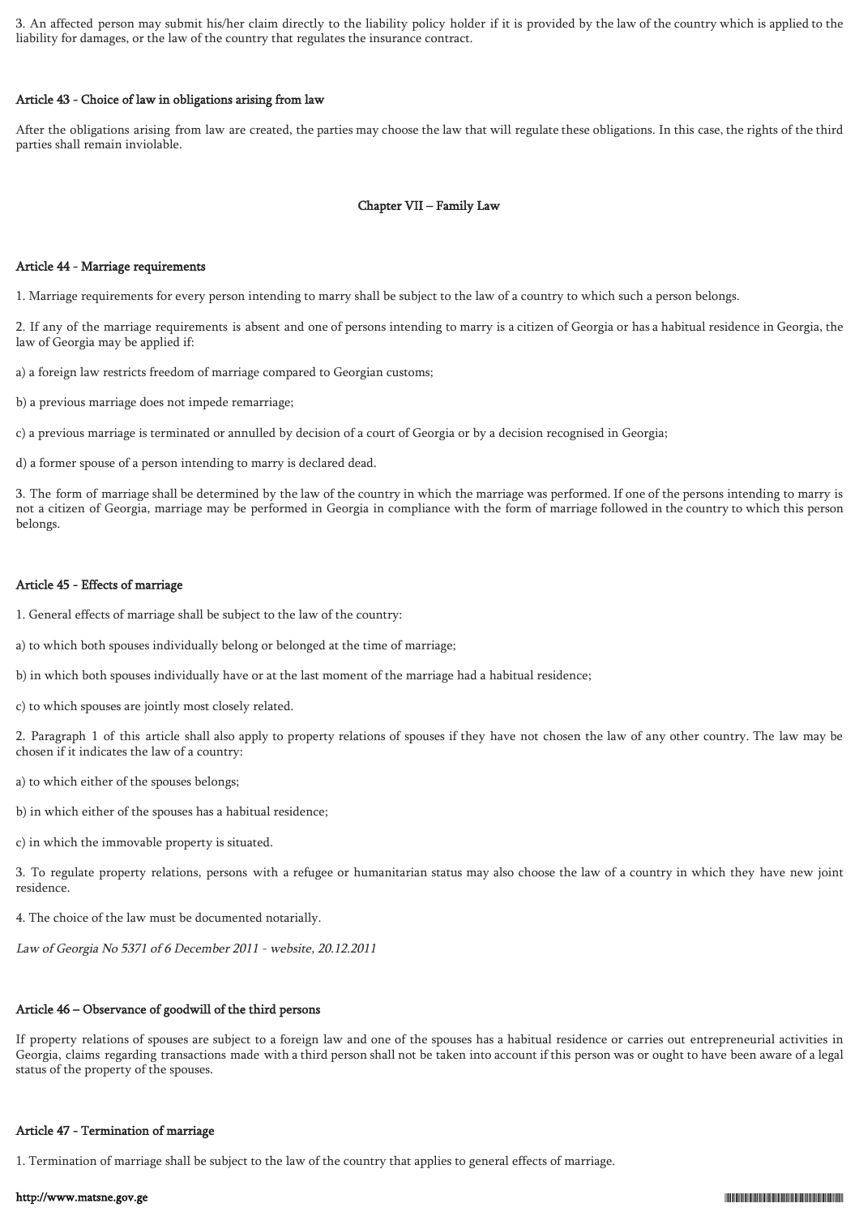3. An affected person may submit his/her claim directly to the liability policy holder if it is provided by the law of the country which is applied to the liability for damages, or the law of the country that regulates the insurance contract.

#### Article 43 - Choice of law in obligations arising from law

After the obligations arising from law are created, the parties may choose the law that will regulate these obligations. In this case, the rights of the third parties shall remain inviolable.

### Chapter VII – Family Law

#### Article 44 - Marriage requirements

1. Marriage requirements for every person intending to marry shall be subject to the law of a country to which such a person belongs.

2. If any of the marriage requirements is absent and one of persons intending to marry is a citizen of Georgia or has a habitual residence in Georgia, the law of Georgia may be applied if:

a) a foreign law restricts freedom of marriage compared to Georgian customs;

b) a previous marriage does not impede remarriage;

c) a previous marriage is terminated or annulled by decision of a court of Georgia or by a decision recognised in Georgia;

d) a former spouse of a person intending to marry is declared dead.

3. The form of marriage shall be determined by the law of the country in which the marriage was performed. If one of the persons intending to marry is not a citizen of Georgia, marriage may be performed in Georgia in compliance with the form of marriage followed in the country to which this person belongs.

#### Article 45 - Effects of marriage

1. General effects of marriage shall be subject to the law of the country:

a) to which both spouses individually belong or belonged at the time of marriage;

b) in which both spouses individually have or at the last moment of the marriage had a habitual residence;

c) to which spouses are jointly most closely related.

2. Paragraph 1 of this article shall also apply to property relations of spouses if they have not chosen the law of any other country. The law may be chosen if it indicates the law of a country:

a) to which either of the spouses belongs;

b) in which either of the spouses has a habitual residence;

c) in which the immovable property is situated.

3. To regulate property relations, persons with a refugee or humanitarian status may also choose the law of a country in which they have new joint residence.

4. The choice of the law must be documented notarially.

*Law of Georgia No 5371 of 6 December 2011 - website, 20.12.2011*

#### Article 46 – Observance of goodwill of the third persons

If property relations of spouses are subject to a foreign law and one of the spouses has a habitual residence or carries out entrepreneurial activities in Georgia, claims regarding transactions made with a third person shall not be taken into account if this person was or ought to have been aware of a legal status of the property of the spouses.

#### Article 47 - Termination of marriage

1. Termination of marriage shall be subject to the law of the country that applies to general effects of marriage.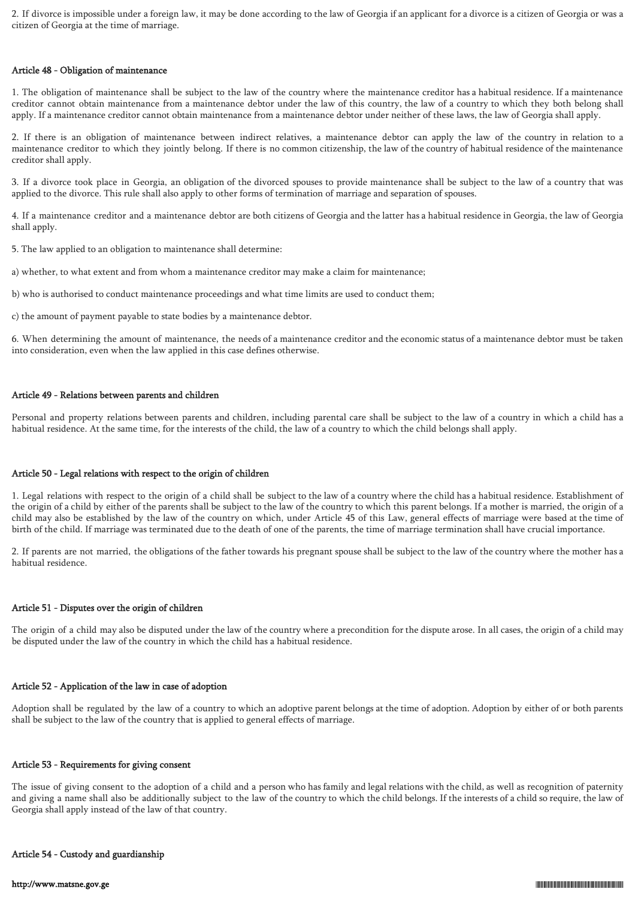2. If divorce is impossible under a foreign law, it may be done according to the law of Georgia if an applicant for a divorce is a citizen of Georgia or was a citizen of Georgia at the time of marriage.

#### Article 48 - Obligation of maintenance

1. The obligation of maintenance shall be subject to the law of the country where the maintenance creditor has a habitual residence. If a maintenance creditor cannot obtain maintenance from a maintenance debtor under the law of this country, the law of a country to which they both belong shall apply. If a maintenance creditor cannot obtain maintenance from a maintenance debtor under neither of these laws, the law of Georgia shall apply.

2. If there is an obligation of maintenance between indirect relatives, a maintenance debtor can apply the law of the country in relation to a maintenance creditor to which they jointly belong. If there is no common citizenship, the law of the country of habitual residence of the maintenance creditor shall apply.

3. If a divorce took place in Georgia, an obligation of the divorced spouses to provide maintenance shall be subject to the law of a country that was applied to the divorce. This rule shall also apply to other forms of termination of marriage and separation of spouses.

4. If a maintenance creditor and a maintenance debtor are both citizens of Georgia and the latter has a habitual residence in Georgia, the law of Georgia shall apply.

5. The law applied to an obligation to maintenance shall determine:

a) whether, to what extent and from whom a maintenance creditor may make a claim for maintenance;

b) who is authorised to conduct maintenance proceedings and what time limits are used to conduct them;

c) the amount of payment payable to state bodies by a maintenance debtor.

6. When determining the amount of maintenance, the needs of a maintenance creditor and the economic status of a maintenance debtor must be taken into consideration, even when the law applied in this case defines otherwise.

#### Article 49 - Relations between parents and children

Personal and property relations between parents and children, including parental care shall be subject to the law of a country in which a child has a habitual residence. At the same time, for the interests of the child, the law of a country to which the child belongs shall apply.

#### Article 50 - Legal relations with respect to the origin of children

1. Legal relations with respect to the origin of a child shall be subject to the law of a country where the child has a habitual residence. Establishment of the origin of a child by either of the parents shall be subject to the law of the country to which this parent belongs. If a mother is married, the origin of a child may also be established by the law of the country on which, under Article 45 of this Law, general effects of marriage were based at the time of birth of the child. If marriage was terminated due to the death of one of the parents, the time of marriage termination shall have crucial importance.

2. If parents are not married, the obligations of the father towards his pregnant spouse shall be subject to the law of the country where the mother has a habitual residence.

#### Article 51 - Disputes over the origin of children

The origin of a child may also be disputed under the law of the country where a precondition for the dispute arose. In all cases, the origin of a child may be disputed under the law of the country in which the child has a habitual residence.

#### Article 52 - Application of the law in case of adoption

Adoption shall be regulated by the law of a country to which an adoptive parent belongs at the time of adoption. Adoption by either of or both parents shall be subject to the law of the country that is applied to general effects of marriage.

#### Article 53 - Requirements for giving consent

The issue of giving consent to the adoption of a child and a person who has family and legal relations with the child, as well as recognition of paternity and giving a name shall also be additionally subject to the law of the country to which the child belongs. If the interests of a child so require, the law of Georgia shall apply instead of the law of that country.

#### Article 54 - Custody and guardianship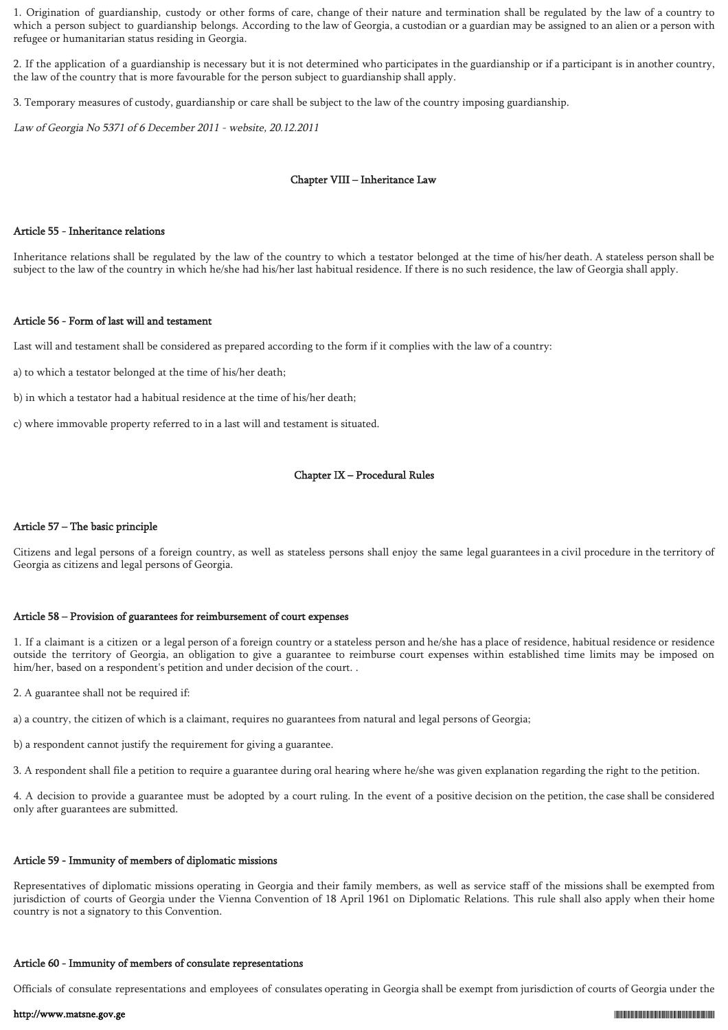1. Origination of guardianship, custody or other forms of care, change of their nature and termination shall be regulated by the law of a country to which a person subject to guardianship belongs. According to the law of Georgia, a custodian or a guardian may be assigned to an alien or a person with refugee or humanitarian status residing in Georgia.

2. If the application of a guardianship is necessary but it is not determined who participates in the guardianship or if a participant is in another country, the law of the country that is more favourable for the person subject to guardianship shall apply.

3. Temporary measures of custody, guardianship or care shall be subject to the law of the country imposing guardianship.

*Law of Georgia No 5371 of 6 December 2011 - website, 20.12.2011*

## Chapter VIII – Inheritance Law

### Article 55 - Inheritance relations

Inheritance relations shall be regulated by the law of the country to which a testator belonged at the time of his/her death. A stateless person shall be subject to the law of the country in which he/she had his/her last habitual residence. If there is no such residence, the law of Georgia shall apply.

### Article 56 - Form of last will and testament

Last will and testament shall be considered as prepared according to the form if it complies with the law of a country:

a) to which a testator belonged at the time of his/her death;

b) in which a testator had a habitual residence at the time of his/her death;

c) where immovable property referred to in a last will and testament is situated.

## Chapter IX – Procedural Rules

### Article 57 – The basic principle

Citizens and legal persons of a foreign country, as well as stateless persons shall enjoy the same legal guarantees in a civil procedure in the territory of Georgia as citizens and legal persons of Georgia.

### Article 58 – Provision of guarantees for reimbursement of court expenses

1. If a claimant is a citizen or a legal person of a foreign country or a stateless person and he/she has a place of residence, habitual residence or residence outside the territory of Georgia, an obligation to give a guarantee to reimburse court expenses within established time limits may be imposed on him/her, based on a respondent's petition and under decision of the court. .

2. A guarantee shall not be required if:

a) a country, the citizen of which is a claimant, requires no guarantees from natural and legal persons of Georgia;

b) a respondent cannot justify the requirement for giving a guarantee.

3. A respondent shall file a petition to require a guarantee during oral hearing where he/she was given explanation regarding the right to the petition.

4. A decision to provide a guarantee must be adopted by a court ruling. In the event of a positive decision on the petition, the case shall be considered only after guarantees are submitted.

### Article 59 - Immunity of members of diplomatic missions

Representatives of diplomatic missions operating in Georgia and their family members, as well as service staff of the missions shall be exempted from jurisdiction of courts of Georgia under the Vienna Convention of 18 April 1961 on Diplomatic Relations. This rule shall also apply when their home country is not a signatory to this Convention.

### Article 60 - Immunity of members of consulate representations

Officials of consulate representations and employees of consulates operating in Georgia shall be exempt from jurisdiction of courts of Georgia under the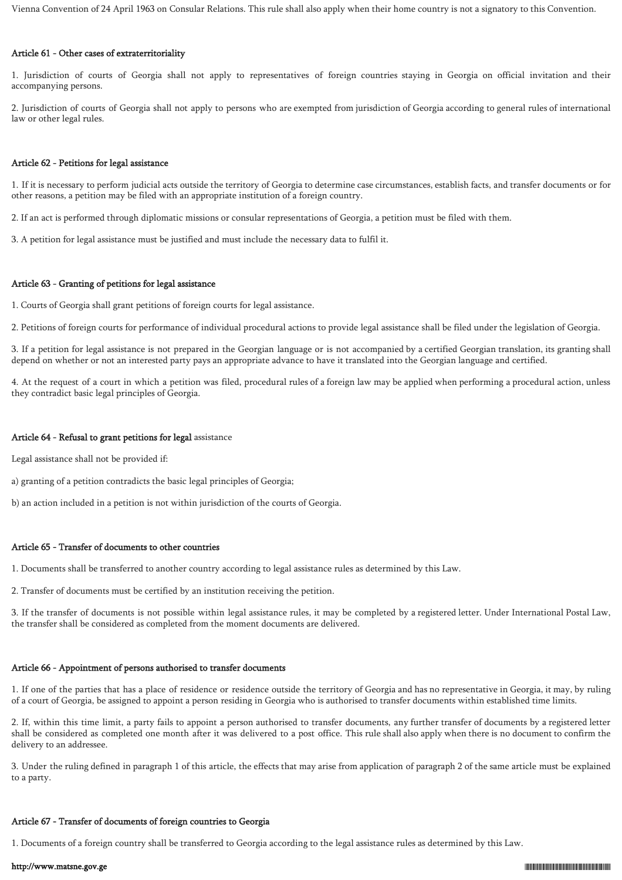Vienna Convention of 24 April 1963 on Consular Relations. This rule shall also apply when their home country is not a signatory to this Convention.

#### Article 61 - Other cases of extraterritoriality

1. Jurisdiction of courts of Georgia shall not apply to representatives of foreign countries staying in Georgia on official invitation and their accompanying persons.

2. Jurisdiction of courts of Georgia shall not apply to persons who are exempted from jurisdiction of Georgia according to general rules of international law or other legal rules.

#### Article 62 - Petitions for legal assistance

1. If it is necessary to perform judicial acts outside the territory of Georgia to determine case circumstances, establish facts, and transfer documents or for other reasons, a petition may be filed with an appropriate institution of a foreign country.

2. If an act is performed through diplomatic missions or consular representations of Georgia, a petition must be filed with them.

3. A petition for legal assistance must be justified and must include the necessary data to fulfil it.

#### Article 63 - Granting of petitions for legal assistance

1. Courts of Georgia shall grant petitions of foreign courts for legal assistance.

2. Petitions of foreign courts for performance of individual procedural actions to provide legal assistance shall be filed under the legislation of Georgia.

3. If a petition for legal assistance is not prepared in the Georgian language or is not accompanied by a certified Georgian translation, its granting shall depend on whether or not an interested party pays an appropriate advance to have it translated into the Georgian language and certified.

4. At the request of a court in which a petition was filed, procedural rules of a foreign law may be applied when performing a procedural action, unless they contradict basic legal principles of Georgia.

#### Article 64 - Refusal to grant petitions for legal assistance

Legal assistance shall not be provided if:

a) granting of a petition contradicts the basic legal principles of Georgia;

b) an action included in a petition is not within jurisdiction of the courts of Georgia.

#### Article 65 - Transfer of documents to other countries

1. Documents shall be transferred to another country according to legal assistance rules as determined by this Law.

2. Transfer of documents must be certified by an institution receiving the petition.

3. If the transfer of documents is not possible within legal assistance rules, it may be completed by a registered letter. Under International Postal Law, the transfer shall be considered as completed from the moment documents are delivered.

#### Article 66 - Appointment of persons authorised to transfer documents

1. If one of the parties that has a place of residence or residence outside the territory of Georgia and has no representative in Georgia, it may, by ruling of a court of Georgia, be assigned to appoint a person residing in Georgia who is authorised to transfer documents within established time limits.

2. If, within this time limit, a party fails to appoint a person authorised to transfer documents, any further transfer of documents by a registered letter shall be considered as completed one month after it was delivered to a post office. This rule shall also apply when there is no document to confirm the delivery to an addressee.

3. Under the ruling defined in paragraph 1 of this article, the effects that may arise from application of paragraph 2 of the same article must be explained to a party.

#### Article 67 - Transfer of documents of foreign countries to Georgia

1. Documents of a foreign country shall be transferred to Georgia according to the legal assistance rules as determined by this Law.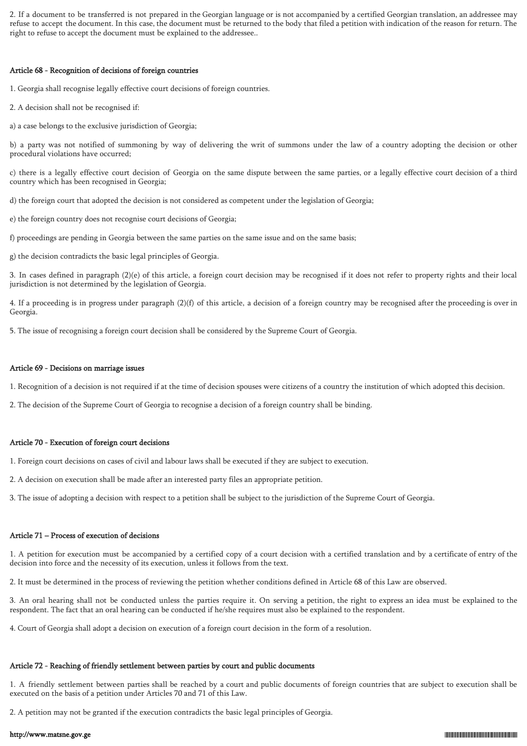2. If a document to be transferred is not prepared in the Georgian language or is not accompanied by a certified Georgian translation, an addressee may refuse to accept the document. In this case, the document must be returned to the body that filed a petition with indication of the reason for return. The right to refuse to accept the document must be explained to the addressee..

#### Article 68 - Recognition of decisions of foreign countries

1. Georgia shall recognise legally effective court decisions of foreign countries.

2. A decision shall not be recognised if:

a) a case belongs to the exclusive jurisdiction of Georgia;

b) a party was not notified of summoning by way of delivering the writ of summons under the law of a country adopting the decision or other procedural violations have occurred;

c) there is a legally effective court decision of Georgia on the same dispute between the same parties, or a legally effective court decision of a third country which has been recognised in Georgia;

d) the foreign court that adopted the decision is not considered as competent under the legislation of Georgia;

e) the foreign country does not recognise court decisions of Georgia;

f) proceedings are pending in Georgia between the same parties on the same issue and on the same basis;

g) the decision contradicts the basic legal principles of Georgia.

3. In cases defined in paragraph (2)(e) of this article, a foreign court decision may be recognised if it does not refer to property rights and their local jurisdiction is not determined by the legislation of Georgia.

4. If a proceeding is in progress under paragraph (2)(f) of this article, a decision of a foreign country may be recognised after the proceeding is over in Georgia.

5. The issue of recognising a foreign court decision shall be considered by the Supreme Court of Georgia.

#### Article 69 - Decisions on marriage issues

1. Recognition of a decision is not required if at the time of decision spouses were citizens of a country the institution of which adopted this decision.

2. The decision of the Supreme Court of Georgia to recognise a decision of a foreign country shall be binding.

#### Article 70 - Execution of foreign court decisions

1. Foreign court decisions on cases of civil and labour laws shall be executed if they are subject to execution.

2. A decision on execution shall be made after an interested party files an appropriate petition.

3. The issue of adopting a decision with respect to a petition shall be subject to the jurisdiction of the Supreme Court of Georgia.

#### Article 71 – Process of execution of decisions

1. A petition for execution must be accompanied by a certified copy of a court decision with a certified translation and by a certificate of entry of the decision into force and the necessity of its execution, unless it follows from the text.

2. It must be determined in the process of reviewing the petition whether conditions defined in Article 68 of this Law are observed.

3. An oral hearing shall not be conducted unless the parties require it. On serving a petition, the right to express an idea must be explained to the respondent. The fact that an oral hearing can be conducted if he/she requires must also be explained to the respondent.

4. Court of Georgia shall adopt a decision on execution of a foreign court decision in the form of a resolution.

#### Article 72 - Reaching of friendly settlement between parties by court and public documents

1. A friendly settlement between parties shall be reached by a court and public documents of foreign countries that are subject to execution shall be executed on the basis of a petition under Articles 70 and 71 of this Law.

2. A petition may not be granted if the execution contradicts the basic legal principles of Georgia.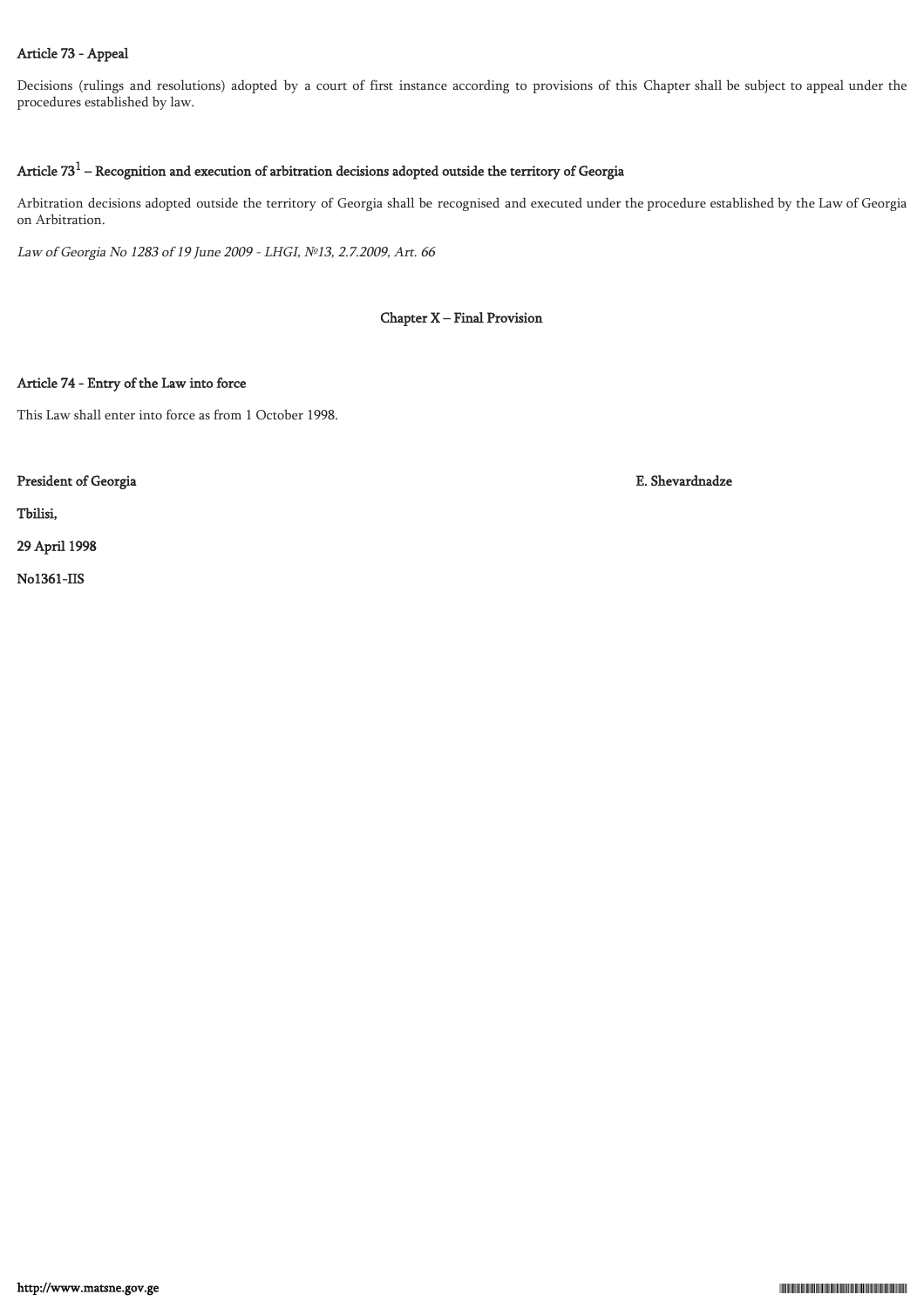### Article 73 - Appeal

Decisions (rulings and resolutions) adopted by a court of first instance according to provisions of this Chapter shall be subject to appeal under the procedures established by law.

### Article 73[1] – Recognition and execution of arbitration decisions adopted outside the territory of Georgia

Arbitration decisions adopted outside the territory of Georgia shall be recognised and executed under the procedure established by the Law of Georgia on Arbitration.

*Law of Georgia No 1283 of 19 June 2009 - LHGI, №13, 2.7.2009, Art. 66*

## Chapter X – Final Provision

### Article 74 - Entry of the Law into force

This Law shall enter into force as from 1 October 1998.

**President of Georgia** **E. Shevardnadze**

**Tbilisi,**

**29 April 1998**

**No1361-IIS**